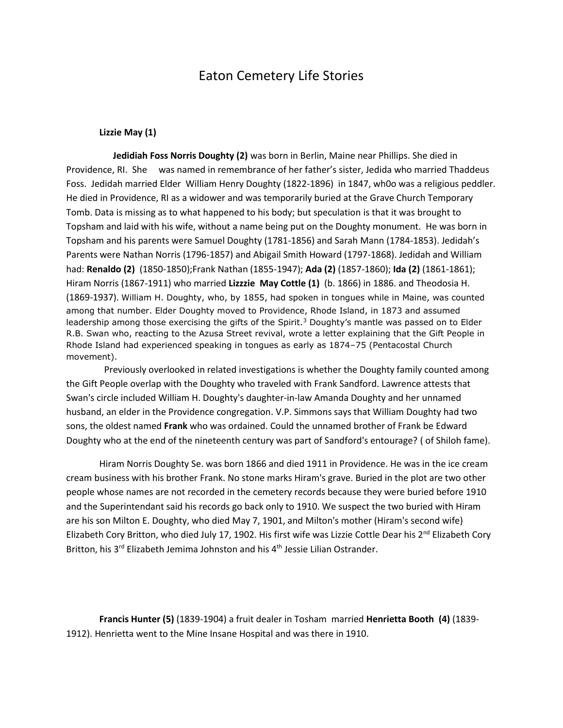# Eaton Cemetery Life Stories

**Lizzie May (1)**

**Jedidiah Foss Norris Doughty (2)** was born in Berlin, Maine near Phillips. She died in Providence, RI. She was named in remembrance of her father's sister, Jedida who married Thaddeus Foss. Jedidah married Elder William Henry Doughty (1822-1896) in 1847, wh0o was a religious peddler. He died in Providence, RI as a widower and was temporarily buried at the Grave Church Temporary Tomb. Data is missing as to what happened to his body; but speculation is that it was brought to Topsham and laid with his wife, without a name being put on the Doughty monument. He was born in Topsham and his parents were Samuel Doughty (1781-1856) and Sarah Mann (1784-1853). Jedidah's Parents were Nathan Norris (1796-1857) and Abigail Smith Howard (1797-1868). Jedidah and William had: **Renaldo (2)** (1850-1850);Frank Nathan (1855-1947); **Ada (2)** (1857-1860); **Ida (2)** (1861-1861); Hiram Norris (1867-1911) who married **Lizzzie May Cottle (1)** (b. 1866) in 1886. and Theodosia H. (1869-1937). William H. Doughty, who, by 1855, had spoken in tongues while in Maine, was counted among that number. Elder Doughty moved to Providence, Rhode Island, in 1873 and assumed leadership among those exercising the gifts of the Spirit.[3] Doughty's mantle was passed on to Elder R.B. Swan who, reacting to the Azusa Street revival, wrote a letter explaining that the Gift People in Rhode Island had experienced speaking in tongues as early as 1874–75 (Pentacostal Church movement).

Previously overlooked in related investigations is whether the Doughty family counted among the Gift People overlap with the Doughty who traveled with Frank Sandford. Lawrence attests that Swan's circle included William H. Doughty's daughter-in-law Amanda Doughty and her unnamed husband, an elder in the Providence congregation. V.P. Simmons says that William Doughty had two sons, the oldest named **Frank** who was ordained. Could the unnamed brother of Frank be Edward Doughty who at the end of the nineteenth century was part of Sandford's entourage? ( of Shiloh fame).

Hiram Norris Doughty Se. was born 1866 and died 1911 in Providence. He was in the ice cream cream business with his brother Frank. No stone marks Hiram's grave. Buried in the plot are two other people whose names are not recorded in the cemetery records because they were buried before 1910 and the Superintendant said his records go back only to 1910. We suspect the two buried with Hiram are his son Milton E. Doughty, who died May 7, 1901, and Milton's mother (Hiram's second wife) Elizabeth Cory Britton, who died July 17, 1902. His first wife was Lizzie Cottle Dear his 2nd Elizabeth Cory Britton, his 3rd Elizabeth Jemima Johnston and his 4th Jessie Lilian Ostrander.

**Francis Hunter (5)** (1839-1904) a fruit dealer in Tosham married **Henrietta Booth (4)** (1839-1912). Henrietta went to the Mine Insane Hospital and was there in 1910.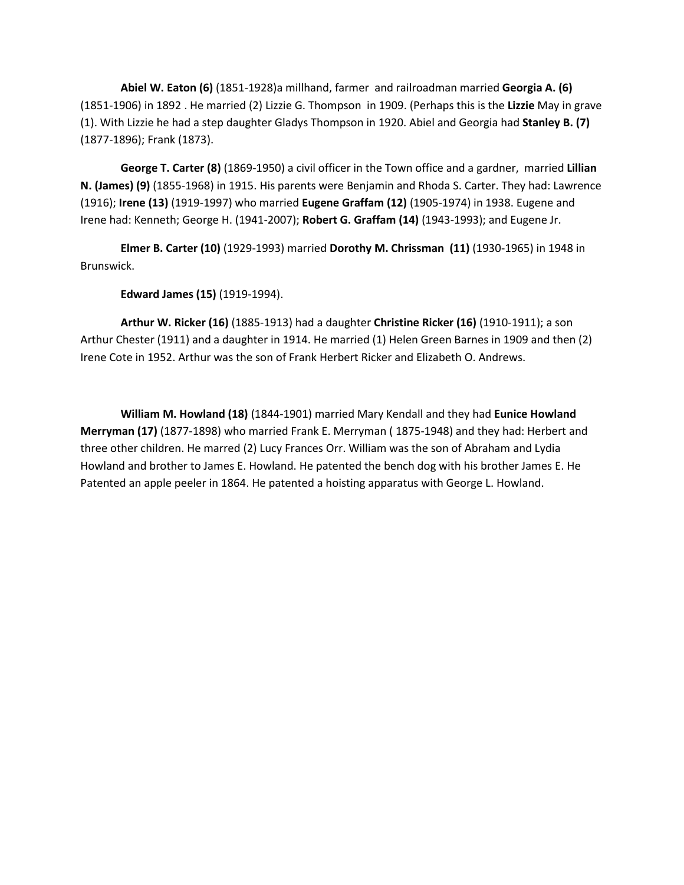**Abiel W. Eaton (6)** (1851-1928)a millhand, farmer and railroadman married **Georgia A. (6)** (1851-1906) in 1892 . He married (2) Lizzie G. Thompson in 1909. (Perhaps this is the **Lizzie** May in grave (1). With Lizzie he had a step daughter Gladys Thompson in 1920. Abiel and Georgia had **Stanley B. (7)** (1877-1896); Frank (1873).

**George T. Carter (8)** (1869-1950) a civil officer in the Town office and a gardner, married **Lillian N. (James) (9)** (1855-1968) in 1915. His parents were Benjamin and Rhoda S. Carter. They had: Lawrence (1916); **Irene (13)** (1919-1997) who married **Eugene Graffam (12)** (1905-1974) in 1938. Eugene and Irene had: Kenneth; George H. (1941-2007); **Robert G. Graffam (14)** (1943-1993); and Eugene Jr.

**Elmer B. Carter (10)** (1929-1993) married **Dorothy M. Chrissman (11)** (1930-1965) in 1948 in Brunswick.

**Edward James (15)** (1919-1994).

**Arthur W. Ricker (16)** (1885-1913) had a daughter **Christine Ricker (16)** (1910-1911); a son Arthur Chester (1911) and a daughter in 1914. He married (1) Helen Green Barnes in 1909 and then (2) Irene Cote in 1952. Arthur was the son of Frank Herbert Ricker and Elizabeth O. Andrews.

**William M. Howland (18)** (1844-1901) married Mary Kendall and they had **Eunice Howland Merryman (17)** (1877-1898) who married Frank E. Merryman ( 1875-1948) and they had: Herbert and three other children. He marred (2) Lucy Frances Orr. William was the son of Abraham and Lydia Howland and brother to James E. Howland. He patented the bench dog with his brother James E. He Patented an apple peeler in 1864. He patented a hoisting apparatus with George L. Howland.